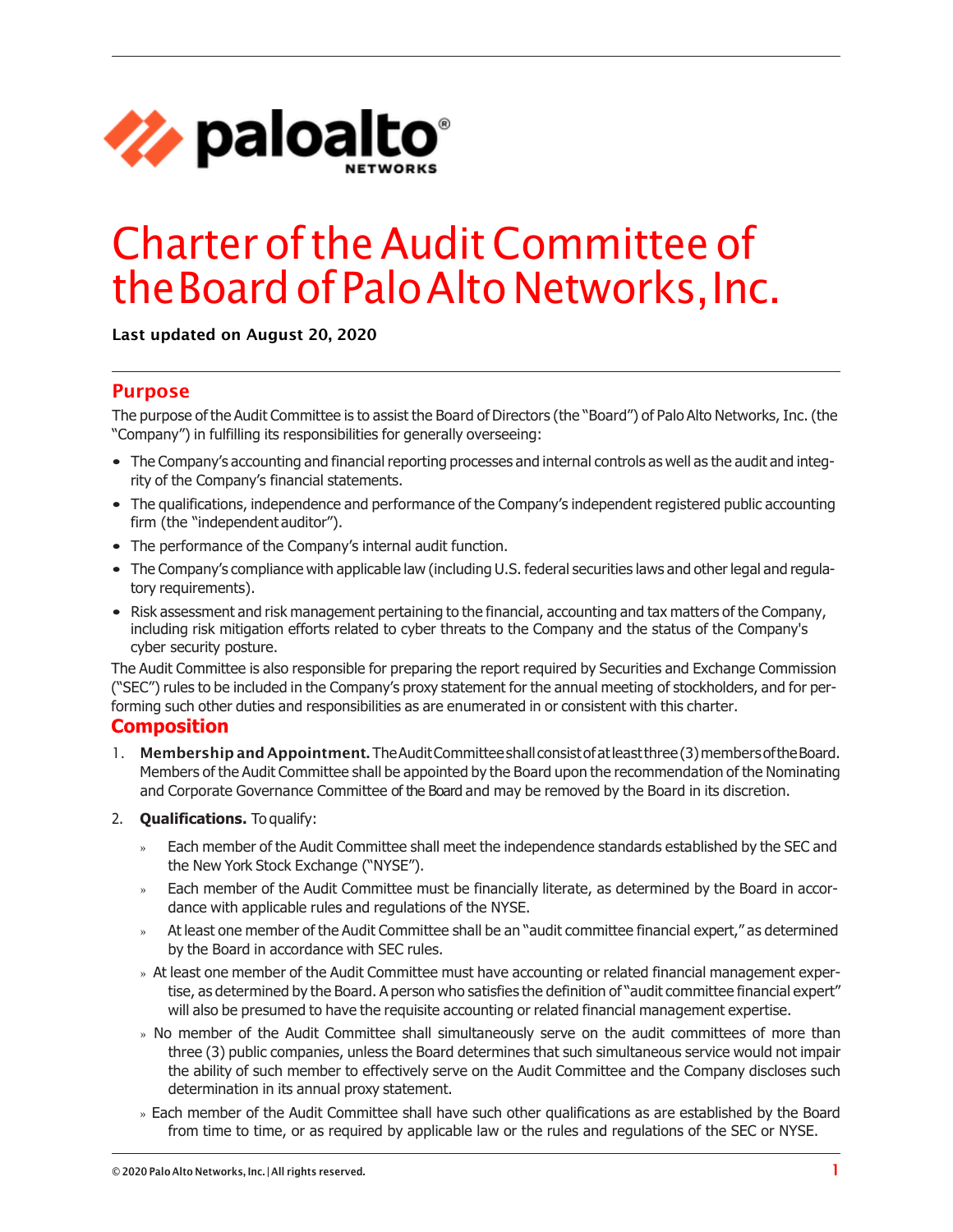# Charter of the Audit Committee of the Board of Palo Alto Networks, Inc.

**Last updated on August 20, 2020**

## Purpose

The purpose of the Audit Committee is to assist the Board of Directors (the "Board") of Palo Alto Networks, Inc. (the "Company") in fulfilling its responsibilities for generally overseeing:

- The Company's accounting and financial reporting processes and internal controls as well as the audit and integrity of the Company's financial statements.
- The qualifications, independence and performance of the Company's independent registered public accounting firm (the "independent auditor").
- The performance of the Company's internal audit function.
- The Company's compliance with applicable law (including U.S. federal securities laws and other legal and regulatory requirements).
- Risk assessment and risk management pertaining to the financial, accounting and tax matters of the Company, including risk mitigation efforts related to cyber threats to the Company and the status of the Company's cyber security posture.

The Audit Committee is also responsible for preparing the report required by Securities and Exchange Commission ("SEC") rules to be included in the Company's proxy statement for the annual meeting of stockholders, and for performing such other duties and responsibilities as are enumerated in or consistent with this charter.

## Composition

1. **Membership and Appointment.** The Audit Committee shall consist of at least three (3) members of the Board. Members of the Audit Committee shall be appointed by the Board upon the recommendation of the Nominating and Corporate Governance Committee of the Board and may be removed by the Board in its discretion.

2. **Qualifications.** To qualify:

   - Each member of the Audit Committee shall meet the independence standards established by the SEC and the New York Stock Exchange ("NYSE").
   - Each member of the Audit Committee must be financially literate, as determined by the Board in accordance with applicable rules and regulations of the NYSE.
   - At least one member of the Audit Committee shall be an "audit committee financial expert," as determined by the Board in accordance with SEC rules.
   - At least one member of the Audit Committee must have accounting or related financial management expertise, as determined by the Board. A person who satisfies the definition of "audit committee financial expert" will also be presumed to have the requisite accounting or related financial management expertise.
   - No member of the Audit Committee shall simultaneously serve on the audit committees of more than three (3) public companies, unless the Board determines that such simultaneous service would not impair the ability of such member to effectively serve on the Audit Committee and the Company discloses such determination in its annual proxy statement.
   - Each member of the Audit Committee shall have such other qualifications as are established by the Board from time to time, or as required by applicable law or the rules and regulations of the SEC or NYSE.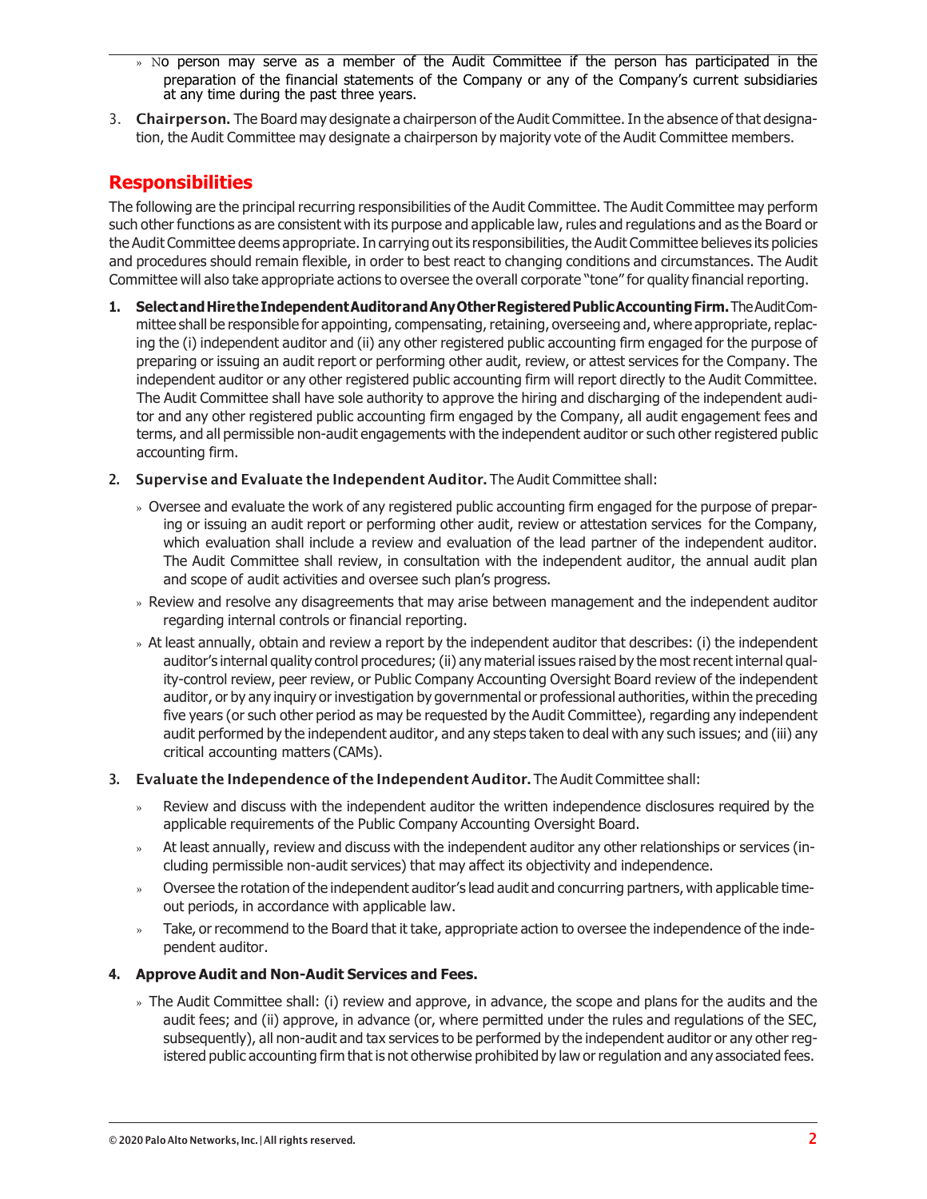- No person may serve as a member of the Audit Committee if the person has participated in the preparation of the financial statements of the Company or any of the Company's current subsidiaries at any time during the past three years.

3. **Chairperson.** The Board may designate a chairperson of the Audit Committee. In the absence of that designation, the Audit Committee may designate a chairperson by majority vote of the Audit Committee members.

## Responsibilities

The following are the principal recurring responsibilities of the Audit Committee. The Audit Committee may perform such other functions as are consistent with its purpose and applicable law, rules and regulations and as the Board or the Audit Committee deems appropriate. In carrying out its responsibilities, the Audit Committee believes its policies and procedures should remain flexible, in order to best react to changing conditions and circumstances. The Audit Committee will also take appropriate actions to oversee the overall corporate "tone" for quality financial reporting.

1. **Select and Hire the Independent Auditor and Any Other Registered Public Accounting Firm.** The Audit Committee shall be responsible for appointing, compensating, retaining, overseeing and, where appropriate, replacing the (i) independent auditor and (ii) any other registered public accounting firm engaged for the purpose of preparing or issuing an audit report or performing other audit, review, or attest services for the Company. The independent auditor or any other registered public accounting firm will report directly to the Audit Committee. The Audit Committee shall have sole authority to approve the hiring and discharging of the independent auditor and any other registered public accounting firm engaged by the Company, all audit engagement fees and terms, and all permissible non-audit engagements with the independent auditor or such other registered public accounting firm.

2. **Supervise and Evaluate the Independent Auditor.** The Audit Committee shall:
   - Oversee and evaluate the work of any registered public accounting firm engaged for the purpose of preparing or issuing an audit report or performing other audit, review or attestation services for the Company, which evaluation shall include a review and evaluation of the lead partner of the independent auditor. The Audit Committee shall review, in consultation with the independent auditor, the annual audit plan and scope of audit activities and oversee such plan's progress.
   - Review and resolve any disagreements that may arise between management and the independent auditor regarding internal controls or financial reporting.
   - At least annually, obtain and review a report by the independent auditor that describes: (i) the independent auditor's internal quality control procedures; (ii) any material issues raised by the most recent internal quality-control review, peer review, or Public Company Accounting Oversight Board review of the independent auditor, or by any inquiry or investigation by governmental or professional authorities, within the preceding five years (or such other period as may be requested by the Audit Committee), regarding any independent audit performed by the independent auditor, and any steps taken to deal with any such issues; and (iii) any critical accounting matters (CAMs).

3. **Evaluate the Independence of the Independent Auditor.** The Audit Committee shall:
   - Review and discuss with the independent auditor the written independence disclosures required by the applicable requirements of the Public Company Accounting Oversight Board.
   - At least annually, review and discuss with the independent auditor any other relationships or services (including permissible non-audit services) that may affect its objectivity and independence.
   - Oversee the rotation of the independent auditor's lead audit and concurring partners, with applicable time-out periods, in accordance with applicable law.
   - Take, or recommend to the Board that it take, appropriate action to oversee the independence of the independent auditor.

4. **Approve Audit and Non-Audit Services and Fees.**
   - The Audit Committee shall: (i) review and approve, in advance, the scope and plans for the audits and the audit fees; and (ii) approve, in advance (or, where permitted under the rules and regulations of the SEC, subsequently), all non-audit and tax services to be performed by the independent auditor or any other registered public accounting firm that is not otherwise prohibited by law or regulation and any associated fees.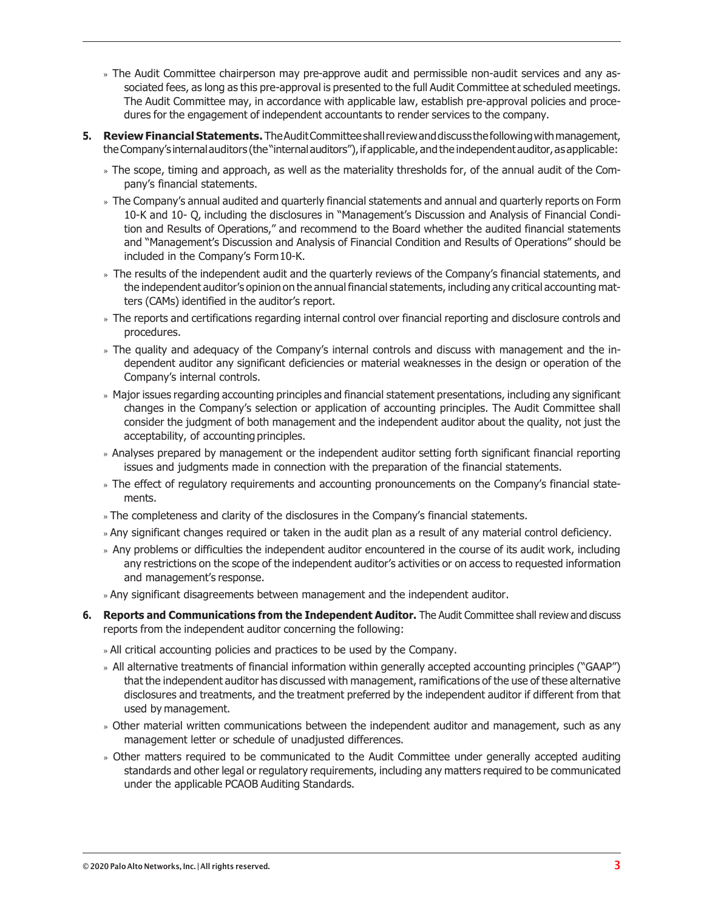- The Audit Committee chairperson may pre-approve audit and permissible non-audit services and any associated fees, as long as this pre-approval is presented to the full Audit Committee at scheduled meetings. The Audit Committee may, in accordance with applicable law, establish pre-approval policies and procedures for the engagement of independent accountants to render services to the company.

5. **Review Financial Statements.** The Audit Committee shall review and discuss the following with management, the Company's internal auditors (the "internal auditors"), if applicable, and the independent auditor, as applicable:
   - The scope, timing and approach, as well as the materiality thresholds for, of the annual audit of the Company's financial statements.
   - The Company's annual audited and quarterly financial statements and annual and quarterly reports on Form 10-K and 10- Q, including the disclosures in "Management's Discussion and Analysis of Financial Condition and Results of Operations," and recommend to the Board whether the audited financial statements and "Management's Discussion and Analysis of Financial Condition and Results of Operations" should be included in the Company's Form 10-K.
   - The results of the independent audit and the quarterly reviews of the Company's financial statements, and the independent auditor's opinion on the annual financial statements, including any critical accounting matters (CAMs) identified in the auditor's report.
   - The reports and certifications regarding internal control over financial reporting and disclosure controls and procedures.
   - The quality and adequacy of the Company's internal controls and discuss with management and the independent auditor any significant deficiencies or material weaknesses in the design or operation of the Company's internal controls.
   - Major issues regarding accounting principles and financial statement presentations, including any significant changes in the Company's selection or application of accounting principles. The Audit Committee shall consider the judgment of both management and the independent auditor about the quality, not just the acceptability, of accounting principles.
   - Analyses prepared by management or the independent auditor setting forth significant financial reporting issues and judgments made in connection with the preparation of the financial statements.
   - The effect of regulatory requirements and accounting pronouncements on the Company's financial statements.
   - The completeness and clarity of the disclosures in the Company's financial statements.
   - Any significant changes required or taken in the audit plan as a result of any material control deficiency.
   - Any problems or difficulties the independent auditor encountered in the course of its audit work, including any restrictions on the scope of the independent auditor's activities or on access to requested information and management's response.
   - Any significant disagreements between management and the independent auditor.

6. **Reports and Communications from the Independent Auditor.** The Audit Committee shall review and discuss reports from the independent auditor concerning the following:
   - All critical accounting policies and practices to be used by the Company.
   - All alternative treatments of financial information within generally accepted accounting principles ("GAAP") that the independent auditor has discussed with management, ramifications of the use of these alternative disclosures and treatments, and the treatment preferred by the independent auditor if different from that used by management.
   - Other material written communications between the independent auditor and management, such as any management letter or schedule of unadjusted differences.
   - Other matters required to be communicated to the Audit Committee under generally accepted auditing standards and other legal or regulatory requirements, including any matters required to be communicated under the applicable PCAOB Auditing Standards.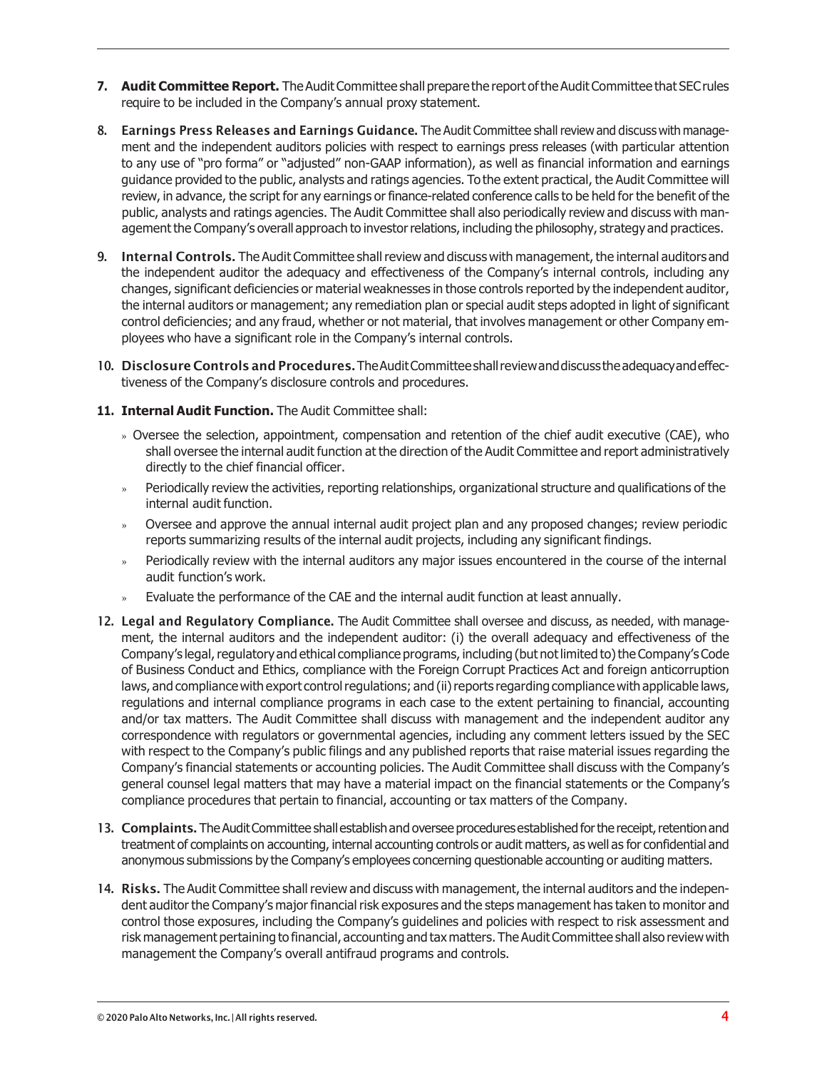7. **Audit Committee Report.** The Audit Committee shall prepare the report of the Audit Committee that SEC rules require to be included in the Company's annual proxy statement.

8. **Earnings Press Releases and Earnings Guidance.** The Audit Committee shall review and discuss with management and the independent auditors policies with respect to earnings press releases (with particular attention to any use of "pro forma" or "adjusted" non-GAAP information), as well as financial information and earnings guidance provided to the public, analysts and ratings agencies. To the extent practical, the Audit Committee will review, in advance, the script for any earnings or finance-related conference calls to be held for the benefit of the public, analysts and ratings agencies. The Audit Committee shall also periodically review and discuss with management the Company's overall approach to investor relations, including the philosophy, strategy and practices.

9. **Internal Controls.** The Audit Committee shall review and discuss with management, the internal auditors and the independent auditor the adequacy and effectiveness of the Company's internal controls, including any changes, significant deficiencies or material weaknesses in those controls reported by the independent auditor, the internal auditors or management; any remediation plan or special audit steps adopted in light of significant control deficiencies; and any fraud, whether or not material, that involves management or other Company employees who have a significant role in the Company's internal controls.

10. **Disclosure Controls and Procedures.** The Audit Committee shall review and discuss the adequacy and effectiveness of the Company's disclosure controls and procedures.

11. **Internal Audit Function.** The Audit Committee shall:

    » Oversee the selection, appointment, compensation and retention of the chief audit executive (CAE), who shall oversee the internal audit function at the direction of the Audit Committee and report administratively directly to the chief financial officer.

    » Periodically review the activities, reporting relationships, organizational structure and qualifications of the internal audit function.

    » Oversee and approve the annual internal audit project plan and any proposed changes; review periodic reports summarizing results of the internal audit projects, including any significant findings.

    » Periodically review with the internal auditors any major issues encountered in the course of the internal audit function's work.

    » Evaluate the performance of the CAE and the internal audit function at least annually.

12. **Legal and Regulatory Compliance.** The Audit Committee shall oversee and discuss, as needed, with management, the internal auditors and the independent auditor: (i) the overall adequacy and effectiveness of the Company's legal, regulatory and ethical compliance programs, including (but not limited to) the Company's Code of Business Conduct and Ethics, compliance with the Foreign Corrupt Practices Act and foreign anticorruption laws, and compliance with export control regulations; and (ii) reports regarding compliance with applicable laws, regulations and internal compliance programs in each case to the extent pertaining to financial, accounting and/or tax matters. The Audit Committee shall discuss with management and the independent auditor any correspondence with regulators or governmental agencies, including any comment letters issued by the SEC with respect to the Company's public filings and any published reports that raise material issues regarding the Company's financial statements or accounting policies. The Audit Committee shall discuss with the Company's general counsel legal matters that may have a material impact on the financial statements or the Company's compliance procedures that pertain to financial, accounting or tax matters of the Company.

13. **Complaints.** The Audit Committee shall establish and oversee procedures established for the receipt, retention and treatment of complaints on accounting, internal accounting controls or audit matters, as well as for confidential and anonymous submissions by the Company's employees concerning questionable accounting or auditing matters.

14. **Risks.** The Audit Committee shall review and discuss with management, the internal auditors and the independent auditor the Company's major financial risk exposures and the steps management has taken to monitor and control those exposures, including the Company's guidelines and policies with respect to risk assessment and risk management pertaining to financial, accounting and tax matters. The Audit Committee shall also review with management the Company's overall antifraud programs and controls.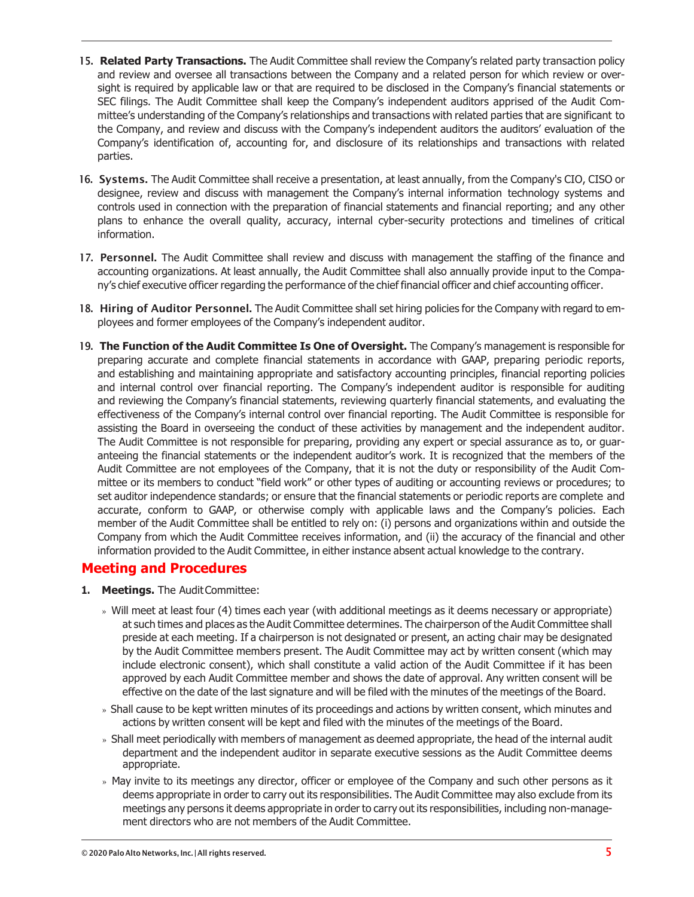15. **Related Party Transactions.** The Audit Committee shall review the Company's related party transaction policy and review and oversee all transactions between the Company and a related person for which review or oversight is required by applicable law or that are required to be disclosed in the Company's financial statements or SEC filings. The Audit Committee shall keep the Company's independent auditors apprised of the Audit Committee's understanding of the Company's relationships and transactions with related parties that are significant to the Company, and review and discuss with the Company's independent auditors the auditors' evaluation of the Company's identification of, accounting for, and disclosure of its relationships and transactions with related parties.

16. **Systems.** The Audit Committee shall receive a presentation, at least annually, from the Company's CIO, CISO or designee, review and discuss with management the Company's internal information technology systems and controls used in connection with the preparation of financial statements and financial reporting; and any other plans to enhance the overall quality, accuracy, internal cyber-security protections and timelines of critical information.

17. **Personnel.** The Audit Committee shall review and discuss with management the staffing of the finance and accounting organizations. At least annually, the Audit Committee shall also annually provide input to the Company's chief executive officer regarding the performance of the chief financial officer and chief accounting officer.

18. **Hiring of Auditor Personnel.** The Audit Committee shall set hiring policies for the Company with regard to employees and former employees of the Company's independent auditor.

19. **The Function of the Audit Committee Is One of Oversight.** The Company's management is responsible for preparing accurate and complete financial statements in accordance with GAAP, preparing periodic reports, and establishing and maintaining appropriate and satisfactory accounting principles, financial reporting policies and internal control over financial reporting. The Company's independent auditor is responsible for auditing and reviewing the Company's financial statements, reviewing quarterly financial statements, and evaluating the effectiveness of the Company's internal control over financial reporting. The Audit Committee is responsible for assisting the Board in overseeing the conduct of these activities by management and the independent auditor. The Audit Committee is not responsible for preparing, providing any expert or special assurance as to, or guaranteeing the financial statements or the independent auditor's work. It is recognized that the members of the Audit Committee are not employees of the Company, that it is not the duty or responsibility of the Audit Committee or its members to conduct "field work" or other types of auditing or accounting reviews or procedures; to set auditor independence standards; or ensure that the financial statements or periodic reports are complete and accurate, conform to GAAP, or otherwise comply with applicable laws and the Company's policies. Each member of the Audit Committee shall be entitled to rely on: (i) persons and organizations within and outside the Company from which the Audit Committee receives information, and (ii) the accuracy of the financial and other information provided to the Audit Committee, in either instance absent actual knowledge to the contrary.

## Meeting and Procedures

1. **Meetings.** The Audit Committee:

   » Will meet at least four (4) times each year (with additional meetings as it deems necessary or appropriate) at such times and places as the Audit Committee determines. The chairperson of the Audit Committee shall preside at each meeting. If a chairperson is not designated or present, an acting chair may be designated by the Audit Committee members present. The Audit Committee may act by written consent (which may include electronic consent), which shall constitute a valid action of the Audit Committee if it has been approved by each Audit Committee member and shows the date of approval. Any written consent will be effective on the date of the last signature and will be filed with the minutes of the meetings of the Board.

   » Shall cause to be kept written minutes of its proceedings and actions by written consent, which minutes and actions by written consent will be kept and filed with the minutes of the meetings of the Board.

   » Shall meet periodically with members of management as deemed appropriate, the head of the internal audit department and the independent auditor in separate executive sessions as the Audit Committee deems appropriate.

   » May invite to its meetings any director, officer or employee of the Company and such other persons as it deems appropriate in order to carry out its responsibilities. The Audit Committee may also exclude from its meetings any persons it deems appropriate in order to carry out its responsibilities, including non-management directors who are not members of the Audit Committee.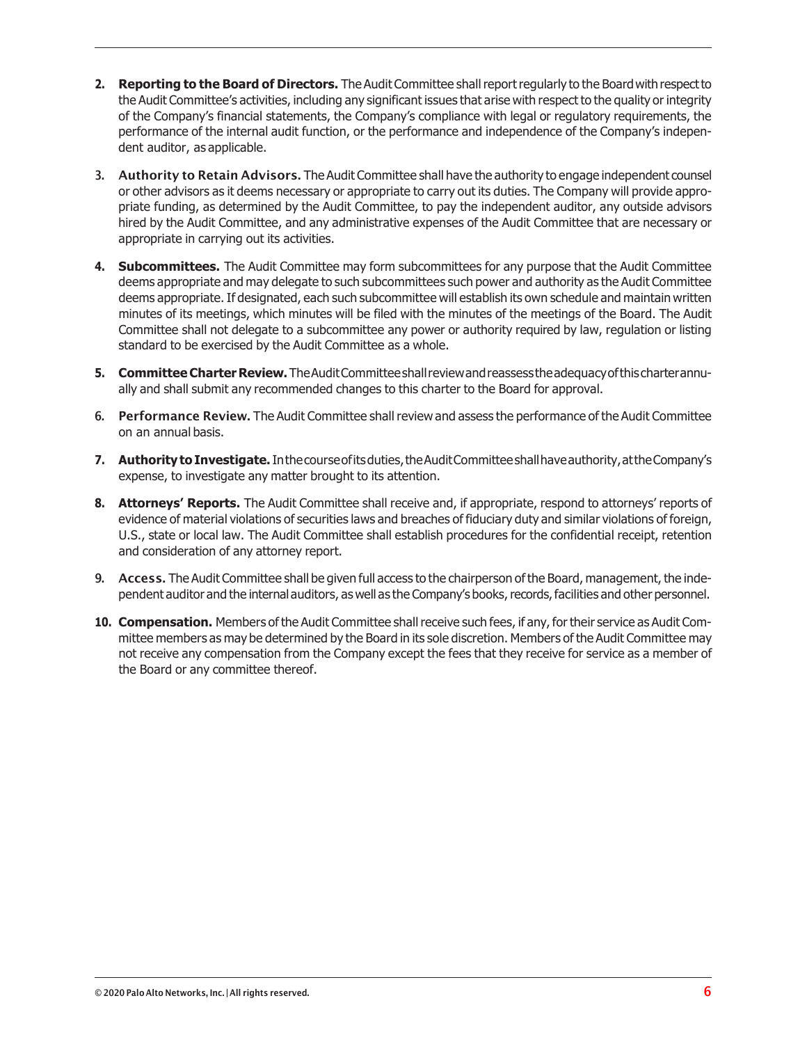2. **Reporting to the Board of Directors.** The Audit Committee shall report regularly to the Board with respect to the Audit Committee's activities, including any significant issues that arise with respect to the quality or integrity of the Company's financial statements, the Company's compliance with legal or regulatory requirements, the performance of the internal audit function, or the performance and independence of the Company's independent auditor, as applicable.

3. **Authority to Retain Advisors.** The Audit Committee shall have the authority to engage independent counsel or other advisors as it deems necessary or appropriate to carry out its duties. The Company will provide appropriate funding, as determined by the Audit Committee, to pay the independent auditor, any outside advisors hired by the Audit Committee, and any administrative expenses of the Audit Committee that are necessary or appropriate in carrying out its activities.

4. **Subcommittees.** The Audit Committee may form subcommittees for any purpose that the Audit Committee deems appropriate and may delegate to such subcommittees such power and authority as the Audit Committee deems appropriate. If designated, each such subcommittee will establish its own schedule and maintain written minutes of its meetings, which minutes will be filed with the minutes of the meetings of the Board. The Audit Committee shall not delegate to a subcommittee any power or authority required by law, regulation or listing standard to be exercised by the Audit Committee as a whole.

5. **Committee Charter Review.** The Audit Committee shall review and reassess the adequacy of this charter annually and shall submit any recommended changes to this charter to the Board for approval.

6. **Performance Review.** The Audit Committee shall review and assess the performance of the Audit Committee on an annual basis.

7. **Authority to Investigate.** In the course of its duties, the Audit Committee shall have authority, at the Company's expense, to investigate any matter brought to its attention.

8. **Attorneys' Reports.** The Audit Committee shall receive and, if appropriate, respond to attorneys' reports of evidence of material violations of securities laws and breaches of fiduciary duty and similar violations of foreign, U.S., state or local law. The Audit Committee shall establish procedures for the confidential receipt, retention and consideration of any attorney report.

9. **Access.** The Audit Committee shall be given full access to the chairperson of the Board, management, the independent auditor and the internal auditors, as well as the Company's books, records, facilities and other personnel.

10. **Compensation.** Members of the Audit Committee shall receive such fees, if any, for their service as Audit Committee members as may be determined by the Board in its sole discretion. Members of the Audit Committee may not receive any compensation from the Company except the fees that they receive for service as a member of the Board or any committee thereof.